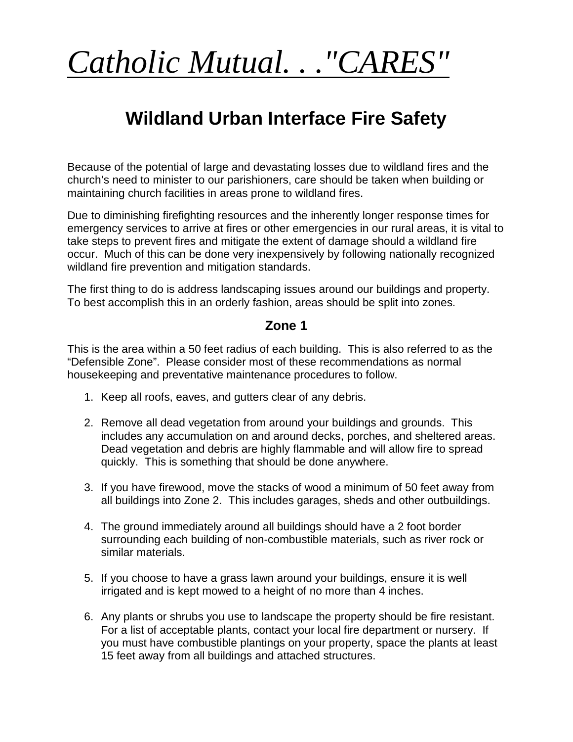# *Catholic Mutual. . ."CARES"*

## Wildland Urban Interface Fire Safety

Because of the potential of large and devastating losses due to wildland fires and the church's need to minister to our parishioners, care should be taken when building or maintaining church facilities in areas prone to wildland fires.

Due to diminishing firefighting resources and the inherently longer response times for emergency services to arrive at fires or other emergencies in our rural areas, it is vital to take steps to prevent fires and mitigate the extent of damage should a wildland fire occur. Much of this can be done very inexpensively by following nationally recognized wildland fire prevention and mitigation standards.

The first thing to do is address landscaping issues around our buildings and property. To best accomplish this in an orderly fashion, areas should be split into zones.

### Zone 1

This is the area within a 50 feet radius of each building. This is also referred to as the "Defensible Zone". Please consider most of these recommendations as normal housekeeping and preventative maintenance procedures to follow.

1. Keep all roofs, eaves, and gutters clear of any debris.

2. Remove all dead vegetation from around your buildings and grounds. This includes any accumulation on and around decks, porches, and sheltered areas. Dead vegetation and debris are highly flammable and will allow fire to spread quickly. This is something that should be done anywhere.

3. If you have firewood, move the stacks of wood a minimum of 50 feet away from all buildings into Zone 2. This includes garages, sheds and other outbuildings.

4. The ground immediately around all buildings should have a 2 foot border surrounding each building of non-combustible materials, such as river rock or similar materials.

5. If you choose to have a grass lawn around your buildings, ensure it is well irrigated and is kept mowed to a height of no more than 4 inches.

6. Any plants or shrubs you use to landscape the property should be fire resistant. For a list of acceptable plants, contact your local fire department or nursery. If you must have combustible plantings on your property, space the plants at least 15 feet away from all buildings and attached structures.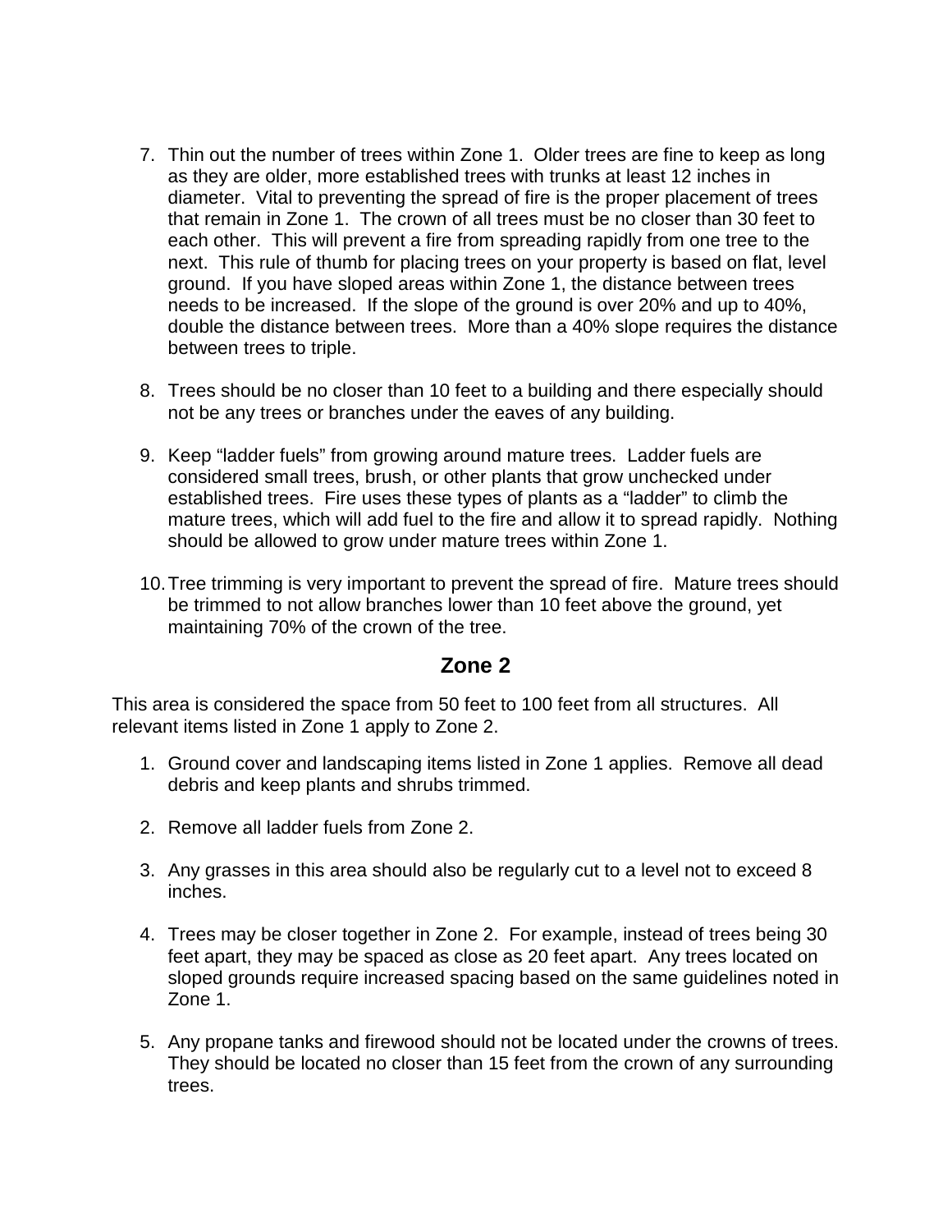7. Thin out the number of trees within Zone 1. Older trees are fine to keep as long as they are older, more established trees with trunks at least 12 inches in diameter. Vital to preventing the spread of fire is the proper placement of trees that remain in Zone 1. The crown of all trees must be no closer than 30 feet to each other. This will prevent a fire from spreading rapidly from one tree to the next. This rule of thumb for placing trees on your property is based on flat, level ground. If you have sloped areas within Zone 1, the distance between trees needs to be increased. If the slope of the ground is over 20% and up to 40%, double the distance between trees. More than a 40% slope requires the distance between trees to triple.

8. Trees should be no closer than 10 feet to a building and there especially should not be any trees or branches under the eaves of any building.

9. Keep "ladder fuels" from growing around mature trees. Ladder fuels are considered small trees, brush, or other plants that grow unchecked under established trees. Fire uses these types of plants as a "ladder" to climb the mature trees, which will add fuel to the fire and allow it to spread rapidly. Nothing should be allowed to grow under mature trees within Zone 1.

10. Tree trimming is very important to prevent the spread of fire. Mature trees should be trimmed to not allow branches lower than 10 feet above the ground, yet maintaining 70% of the crown of the tree.

## Zone 2

This area is considered the space from 50 feet to 100 feet from all structures. All relevant items listed in Zone 1 apply to Zone 2.

1. Ground cover and landscaping items listed in Zone 1 applies. Remove all dead debris and keep plants and shrubs trimmed.

2. Remove all ladder fuels from Zone 2.

3. Any grasses in this area should also be regularly cut to a level not to exceed 8 inches.

4. Trees may be closer together in Zone 2. For example, instead of trees being 30 feet apart, they may be spaced as close as 20 feet apart. Any trees located on sloped grounds require increased spacing based on the same guidelines noted in Zone 1.

5. Any propane tanks and firewood should not be located under the crowns of trees. They should be located no closer than 15 feet from the crown of any surrounding trees.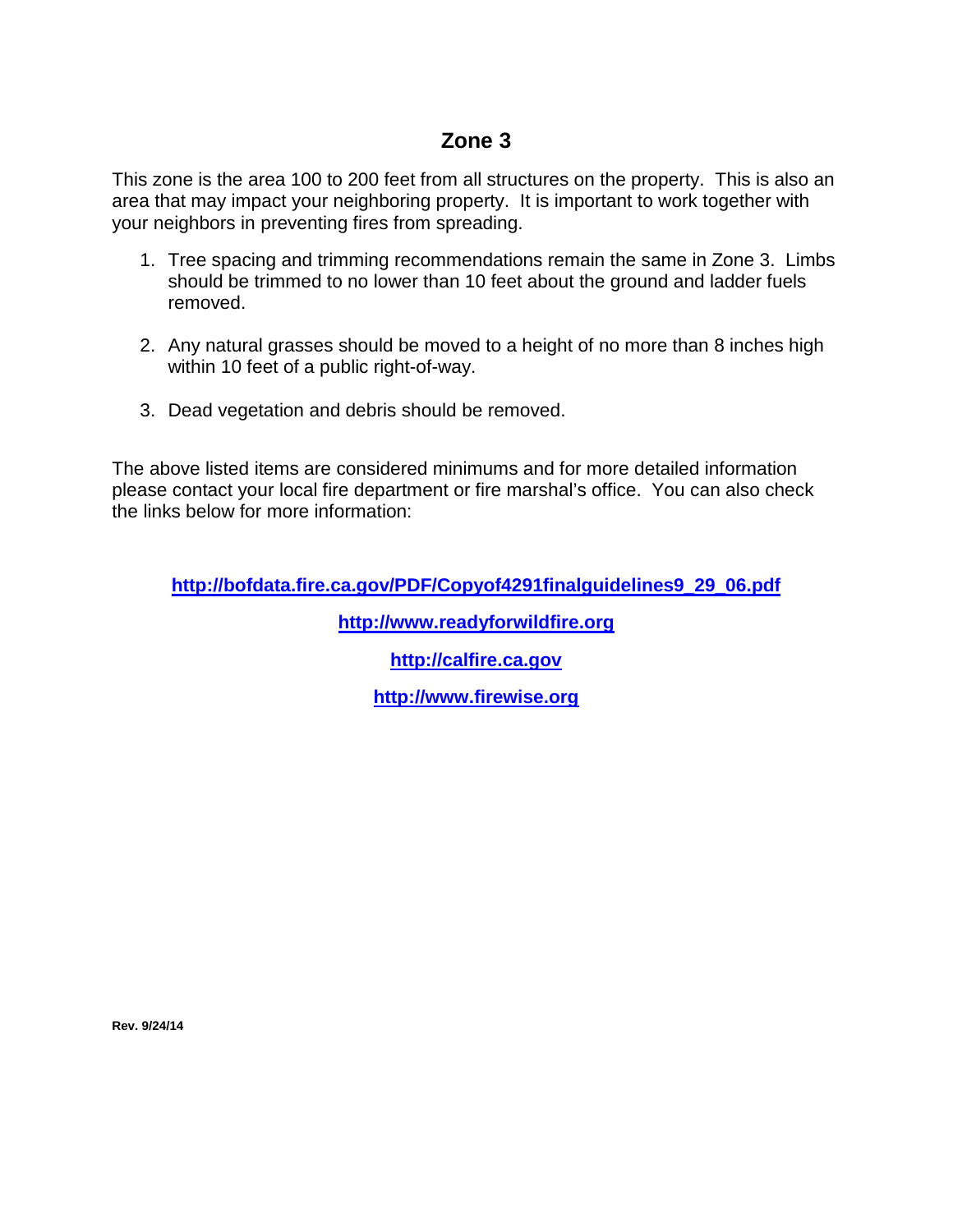## Zone 3

This zone is the area 100 to 200 feet from all structures on the property. This is also an area that may impact your neighboring property. It is important to work together with your neighbors in preventing fires from spreading.

1. Tree spacing and trimming recommendations remain the same in Zone 3. Limbs should be trimmed to no lower than 10 feet about the ground and ladder fuels removed.

2. Any natural grasses should be moved to a height of no more than 8 inches high within 10 feet of a public right-of-way.

3. Dead vegetation and debris should be removed.

The above listed items are considered minimums and for more detailed information please contact your local fire department or fire marshal's office. You can also check the links below for more information:

**http://bofdata.fire.ca.gov/PDF/Copyof4291finalguidelines9_29_06.pdf**

**http://www.readyforwildfire.org**

**http://calfire.ca.gov**

**http://www.firewise.org**

**Rev. 9/24/14**